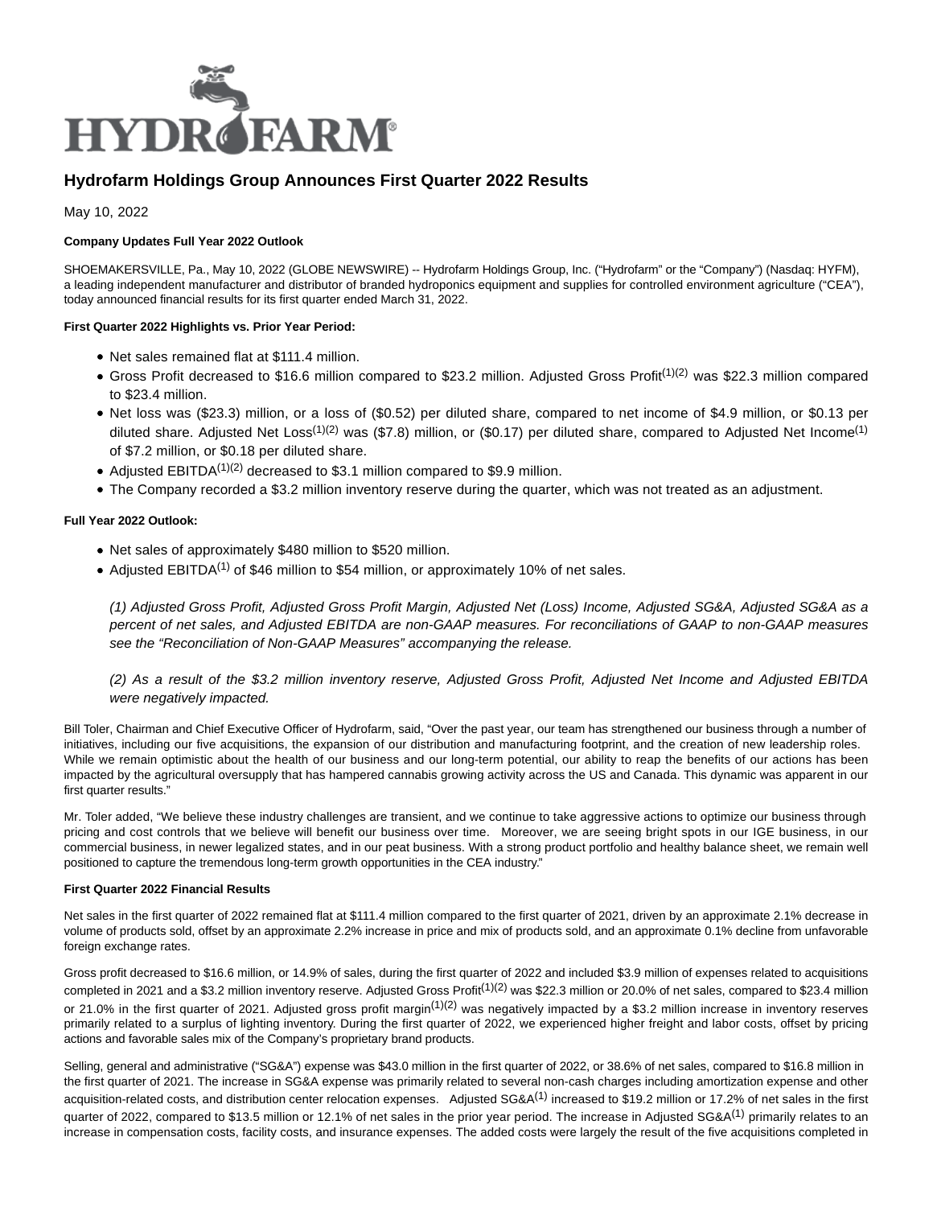# Hydrofarm Holdings Group Announces First Quarter 2022 Results

May 10, 2022

**Company Updates Full Year 2022 Outlook**

SHOEMAKERSVILLE, Pa., May 10, 2022 (GLOBE NEWSWIRE) -- Hydrofarm Holdings Group, Inc. ("Hydrofarm" or the "Company") (Nasdaq: HYFM), a leading independent manufacturer and distributor of branded hydroponics equipment and supplies for controlled environment agriculture ("CEA"), today announced financial results for its first quarter ended March 31, 2022.

**First Quarter 2022 Highlights vs. Prior Year Period:**

- Net sales remained flat at $111.4 million.
- Gross Profit decreased to $16.6 million compared to $23.2 million. Adjusted Gross Profit[(1)(2)] was $22.3 million compared to $23.4 million.
- Net loss was ($23.3) million, or a loss of ($0.52) per diluted share, compared to net income of $4.9 million, or $0.13 per diluted share. Adjusted Net Loss[(1)(2)] was ($7.8) million, or ($0.17) per diluted share, compared to Adjusted Net Income[(1)] of $7.2 million, or $0.18 per diluted share.
- Adjusted EBITDA[(1)(2)] decreased to $3.1 million compared to $9.9 million.
- The Company recorded a $3.2 million inventory reserve during the quarter, which was not treated as an adjustment.

**Full Year 2022 Outlook:**

- Net sales of approximately $480 million to $520 million.
- Adjusted EBITDA[(1)] of $46 million to $54 million, or approximately 10% of net sales.

*(1) Adjusted Gross Profit, Adjusted Gross Profit Margin, Adjusted Net (Loss) Income, Adjusted SG&A, Adjusted SG&A as a percent of net sales, and Adjusted EBITDA are non-GAAP measures. For reconciliations of GAAP to non-GAAP measures see the "Reconciliation of Non-GAAP Measures" accompanying the release.*

*(2) As a result of the $3.2 million inventory reserve, Adjusted Gross Profit, Adjusted Net Income and Adjusted EBITDA were negatively impacted.*

Bill Toler, Chairman and Chief Executive Officer of Hydrofarm, said, "Over the past year, our team has strengthened our business through a number of initiatives, including our five acquisitions, the expansion of our distribution and manufacturing footprint, and the creation of new leadership roles. While we remain optimistic about the health of our business and our long-term potential, our ability to reap the benefits of our actions has been impacted by the agricultural oversupply that has hampered cannabis growing activity across the US and Canada. This dynamic was apparent in our first quarter results."

Mr. Toler added, "We believe these industry challenges are transient, and we continue to take aggressive actions to optimize our business through pricing and cost controls that we believe will benefit our business over time. Moreover, we are seeing bright spots in our IGE business, in our commercial business, in newer legalized states, and in our peat business. With a strong product portfolio and healthy balance sheet, we remain well positioned to capture the tremendous long-term growth opportunities in the CEA industry."

**First Quarter 2022 Financial Results**

Net sales in the first quarter of 2022 remained flat at $111.4 million compared to the first quarter of 2021, driven by an approximate 2.1% decrease in volume of products sold, offset by an approximate 2.2% increase in price and mix of products sold, and an approximate 0.1% decline from unfavorable foreign exchange rates.

Gross profit decreased to $16.6 million, or 14.9% of sales, during the first quarter of 2022 and included $3.9 million of expenses related to acquisitions completed in 2021 and a $3.2 million inventory reserve. Adjusted Gross Profit[(1)(2)] was $22.3 million or 20.0% of net sales, compared to $23.4 million or 21.0% in the first quarter of 2021. Adjusted gross profit margin[(1)(2)] was negatively impacted by a $3.2 million increase in inventory reserves primarily related to a surplus of lighting inventory. During the first quarter of 2022, we experienced higher freight and labor costs, offset by pricing actions and favorable sales mix of the Company's proprietary brand products.

Selling, general and administrative ("SG&A") expense was $43.0 million in the first quarter of 2022, or 38.6% of net sales, compared to $16.8 million in the first quarter of 2021. The increase in SG&A expense was primarily related to several non-cash charges including amortization expense and other acquisition-related costs, and distribution center relocation expenses. Adjusted SG&A[(1)] increased to $19.2 million or 17.2% of net sales in the first quarter of 2022, compared to $13.5 million or 12.1% of net sales in the prior year period. The increase in Adjusted SG&A[(1)] primarily relates to an increase in compensation costs, facility costs, and insurance expenses. The added costs were largely the result of the five acquisitions completed in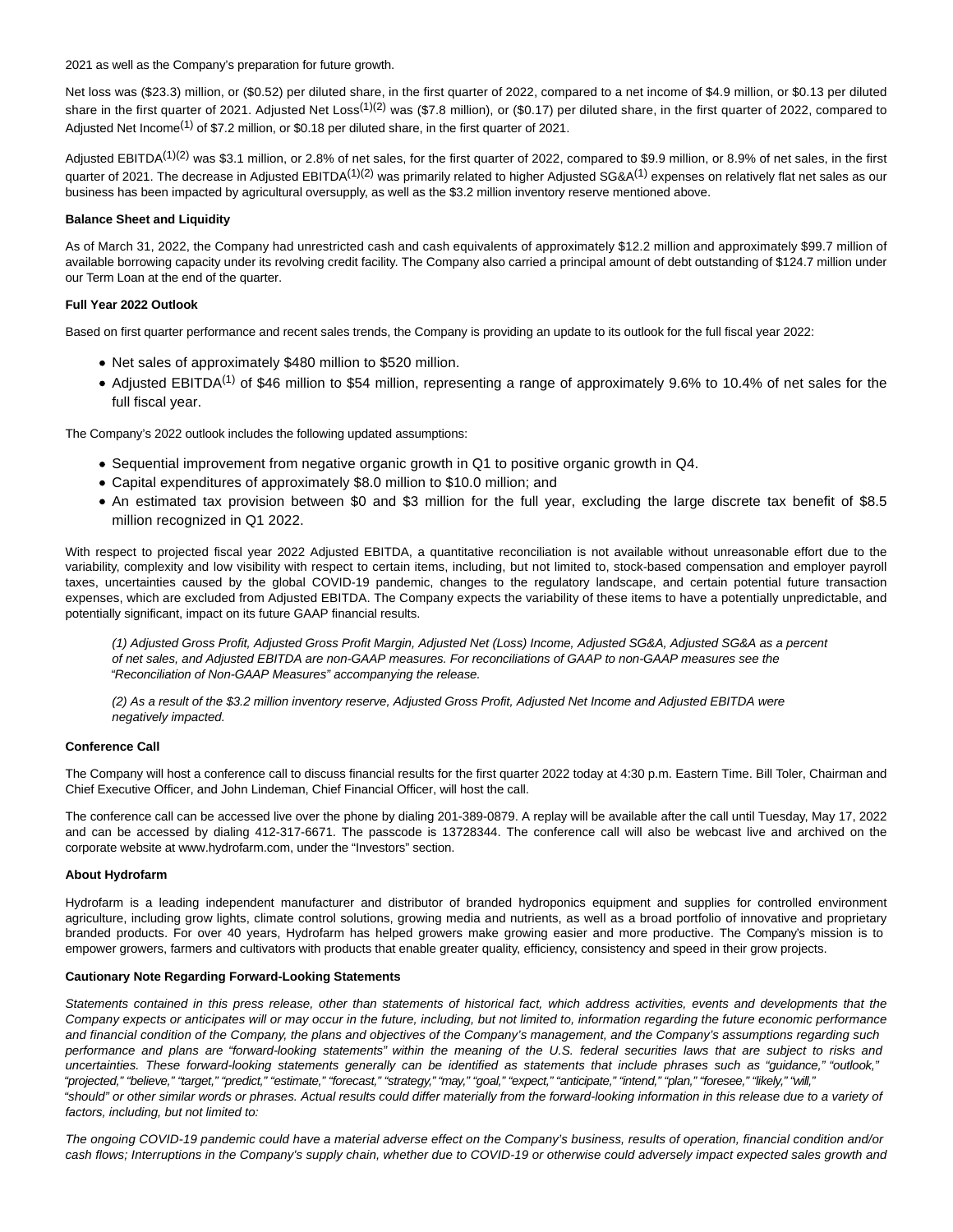2021 as well as the Company's preparation for future growth.

Net loss was ($23.3) million, or ($0.52) per diluted share, in the first quarter of 2022, compared to a net income of $4.9 million, or $0.13 per diluted share in the first quarter of 2021. Adjusted Net Loss[(1)(2)] was ($7.8 million), or ($0.17) per diluted share, in the first quarter of 2022, compared to Adjusted Net Income[(1)] of $7.2 million, or $0.18 per diluted share, in the first quarter of 2021.

Adjusted EBITDA[(1)(2)] was $3.1 million, or 2.8% of net sales, for the first quarter of 2022, compared to $9.9 million, or 8.9% of net sales, in the first quarter of 2021. The decrease in Adjusted EBITDA[(1)(2)] was primarily related to higher Adjusted SG&A[(1)] expenses on relatively flat net sales as our business has been impacted by agricultural oversupply, as well as the $3.2 million inventory reserve mentioned above.

**Balance Sheet and Liquidity**

As of March 31, 2022, the Company had unrestricted cash and cash equivalents of approximately $12.2 million and approximately $99.7 million of available borrowing capacity under its revolving credit facility. The Company also carried a principal amount of debt outstanding of $124.7 million under our Term Loan at the end of the quarter.

**Full Year 2022 Outlook**

Based on first quarter performance and recent sales trends, the Company is providing an update to its outlook for the full fiscal year 2022:

- Net sales of approximately $480 million to $520 million.
- Adjusted EBITDA[(1)] of $46 million to $54 million, representing a range of approximately 9.6% to 10.4% of net sales for the full fiscal year.

The Company's 2022 outlook includes the following updated assumptions:

- Sequential improvement from negative organic growth in Q1 to positive organic growth in Q4.
- Capital expenditures of approximately $8.0 million to $10.0 million; and
- An estimated tax provision between $0 and $3 million for the full year, excluding the large discrete tax benefit of $8.5 million recognized in Q1 2022.

With respect to projected fiscal year 2022 Adjusted EBITDA, a quantitative reconciliation is not available without unreasonable effort due to the variability, complexity and low visibility with respect to certain items, including, but not limited to, stock-based compensation and employer payroll taxes, uncertainties caused by the global COVID-19 pandemic, changes to the regulatory landscape, and certain potential future transaction expenses, which are excluded from Adjusted EBITDA. The Company expects the variability of these items to have a potentially unpredictable, and potentially significant, impact on its future GAAP financial results.

*(1) Adjusted Gross Profit, Adjusted Gross Profit Margin, Adjusted Net (Loss) Income, Adjusted SG&A, Adjusted SG&A as a percent of net sales, and Adjusted EBITDA are non-GAAP measures. For reconciliations of GAAP to non-GAAP measures see the "Reconciliation of Non-GAAP Measures" accompanying the release.*

*(2) As a result of the $3.2 million inventory reserve, Adjusted Gross Profit, Adjusted Net Income and Adjusted EBITDA were negatively impacted.*

**Conference Call**

The Company will host a conference call to discuss financial results for the first quarter 2022 today at 4:30 p.m. Eastern Time. Bill Toler, Chairman and Chief Executive Officer, and John Lindeman, Chief Financial Officer, will host the call.

The conference call can be accessed live over the phone by dialing 201-389-0879. A replay will be available after the call until Tuesday, May 17, 2022 and can be accessed by dialing 412-317-6671. The passcode is 13728344. The conference call will also be webcast live and archived on the corporate website at www.hydrofarm.com, under the "Investors" section.

**About Hydrofarm**

Hydrofarm is a leading independent manufacturer and distributor of branded hydroponics equipment and supplies for controlled environment agriculture, including grow lights, climate control solutions, growing media and nutrients, as well as a broad portfolio of innovative and proprietary branded products. For over 40 years, Hydrofarm has helped growers make growing easier and more productive. The Company's mission is to empower growers, farmers and cultivators with products that enable greater quality, efficiency, consistency and speed in their grow projects.

**Cautionary Note Regarding Forward-Looking Statements**

*Statements contained in this press release, other than statements of historical fact, which address activities, events and developments that the Company expects or anticipates will or may occur in the future, including, but not limited to, information regarding the future economic performance and financial condition of the Company, the plans and objectives of the Company's management, and the Company's assumptions regarding such performance and plans are "forward-looking statements" within the meaning of the U.S. federal securities laws that are subject to risks and uncertainties. These forward-looking statements generally can be identified as statements that include phrases such as "guidance," "outlook," "projected," "believe," "target," "predict," "estimate," "forecast," "strategy," "may," "goal," "expect," "anticipate," "intend," "plan," "foresee," "likely," "will," "should" or other similar words or phrases. Actual results could differ materially from the forward-looking information in this release due to a variety of factors, including, but not limited to:*

*The ongoing COVID-19 pandemic could have a material adverse effect on the Company's business, results of operation, financial condition and/or cash flows; Interruptions in the Company's supply chain, whether due to COVID-19 or otherwise could adversely impact expected sales growth and*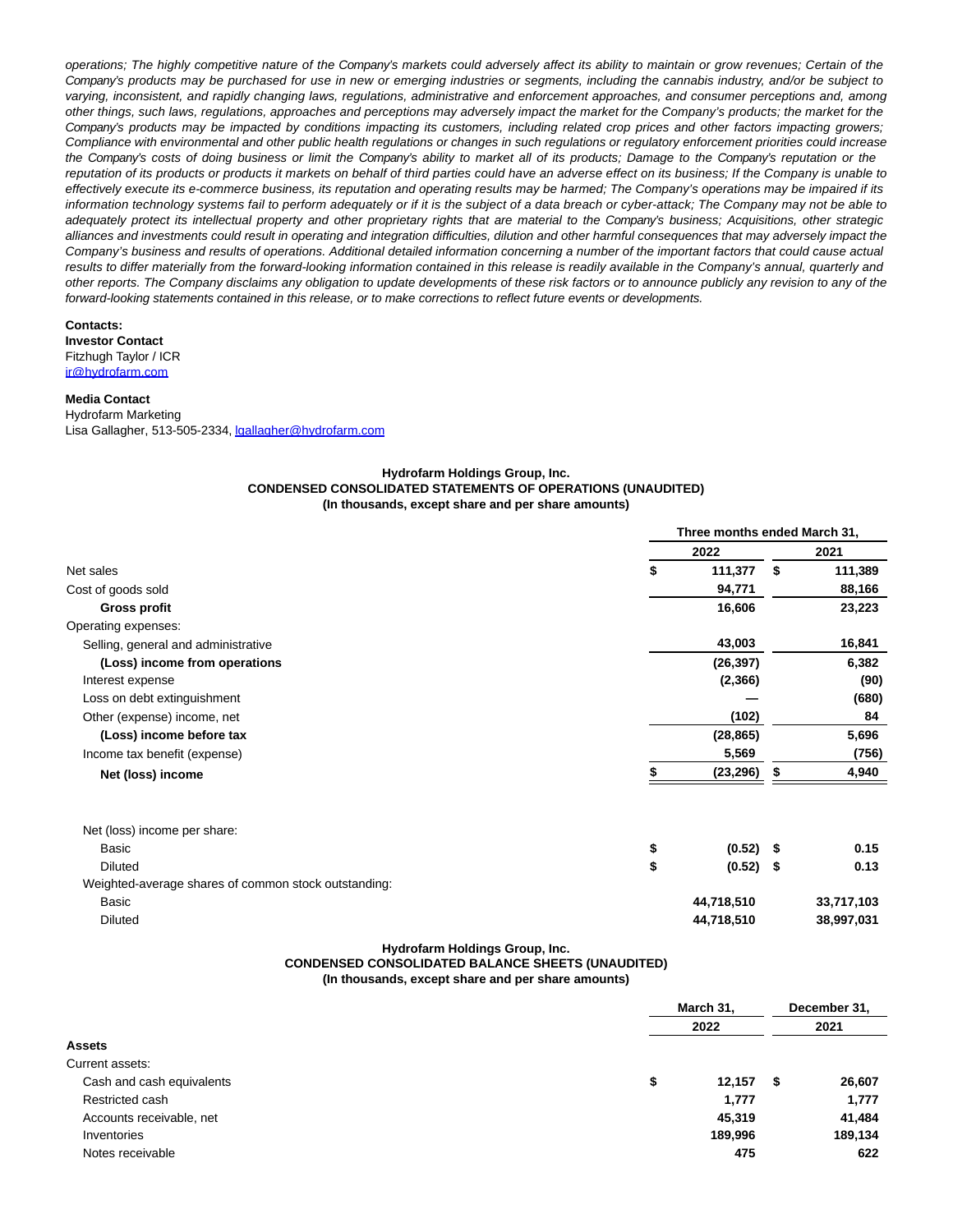*operations; The highly competitive nature of the Company's markets could adversely affect its ability to maintain or grow revenues; Certain of the Company's products may be purchased for use in new or emerging industries or segments, including the cannabis industry, and/or be subject to varying, inconsistent, and rapidly changing laws, regulations, administrative and enforcement approaches, and consumer perceptions and, among other things, such laws, regulations, approaches and perceptions may adversely impact the market for the Company's products; the market for the Company's products may be impacted by conditions impacting its customers, including related crop prices and other factors impacting growers; Compliance with environmental and other public health regulations or changes in such regulations or regulatory enforcement priorities could increase the Company's costs of doing business or limit the Company's ability to market all of its products; Damage to the Company's reputation or the reputation of its products or products it markets on behalf of third parties could have an adverse effect on its business; If the Company is unable to effectively execute its e-commerce business, its reputation and operating results may be harmed; The Company's operations may be impaired if its information technology systems fail to perform adequately or if it is the subject of a data breach or cyber-attack; The Company may not be able to adequately protect its intellectual property and other proprietary rights that are material to the Company's business; Acquisitions, other strategic alliances and investments could result in operating and integration difficulties, dilution and other harmful consequences that may adversely impact the Company's business and results of operations. Additional detailed information concerning a number of the important factors that could cause actual results to differ materially from the forward-looking information contained in this release is readily available in the Company's annual, quarterly and other reports. The Company disclaims any obligation to update developments of these risk factors or to announce publicly any revision to any of the forward-looking statements contained in this release, or to make corrections to reflect future events or developments.*

**Contacts:**
**Investor Contact**
Fitzhugh Taylor / ICR
ir@hydrofarm.com

**Media Contact**
Hydrofarm Marketing
Lisa Gallagher, 513-505-2334, lgallagher@hydrofarm.com

**Hydrofarm Holdings Group, Inc.**
**CONDENSED CONSOLIDATED STATEMENTS OF OPERATIONS (UNAUDITED)**
**(In thousands, except share and per share amounts)**

| | Three months ended March 31, | |
|---|---|---|
| | 2022 | 2021 |
| Net sales | $ 111,377 | $ 111,389 |
| Cost of goods sold | 94,771 | 88,166 |
| **Gross profit** | 16,606 | 23,223 |
| Operating expenses: | | |
| Selling, general and administrative | 43,003 | 16,841 |
| **(Loss) income from operations** | (26,397) | 6,382 |
| Interest expense | (2,366) | (90) |
| Loss on debt extinguishment | — | (680) |
| Other (expense) income, net | (102) | 84 |
| **(Loss) income before tax** | (28,865) | 5,696 |
| Income tax benefit (expense) | 5,569 | (756) |
| **Net (loss) income** | $ (23,296) | $ 4,940 |
| | | |
| Net (loss) income per share: | | |
| Basic | $ (0.52) | $ 0.15 |
| Diluted | $ (0.52) | $ 0.13 |
| Weighted-average shares of common stock outstanding: | | |
| Basic | 44,718,510 | 33,717,103 |
| Diluted | 44,718,510 | 38,997,031 |

**Hydrofarm Holdings Group, Inc.**
**CONDENSED CONSOLIDATED BALANCE SHEETS (UNAUDITED)**
**(In thousands, except share and per share amounts)**

| | March 31, 2022 | December 31, 2021 |
|---|---|---|
| **Assets** | | |
| Current assets: | | |
| Cash and cash equivalents | $ 12,157 | $ 26,607 |
| Restricted cash | 1,777 | 1,777 |
| Accounts receivable, net | 45,319 | 41,484 |
| Inventories | 189,996 | 189,134 |
| Notes receivable | 475 | 622 |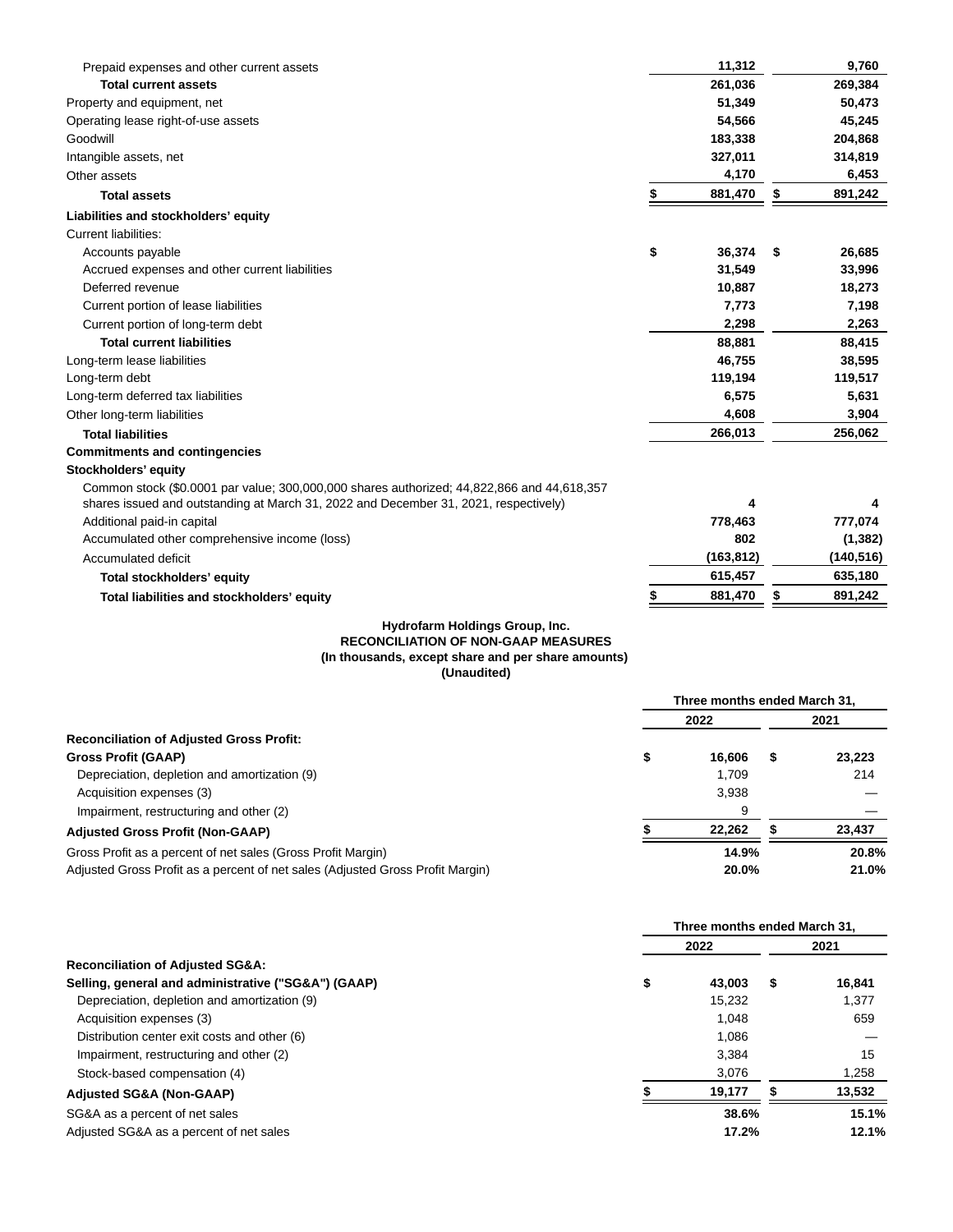| | | |
|---|---|---|
| Prepaid expenses and other current assets | 11,312 | 9,760 |
| **Total current assets** | **261,036** | **269,384** |
| Property and equipment, net | 51,349 | 50,473 |
| Operating lease right-of-use assets | 54,566 | 45,245 |
| Goodwill | 183,338 | 204,868 |
| Intangible assets, net | 327,011 | 314,819 |
| Other assets | 4,170 | 6,453 |
| **Total assets** | **$ 881,470** | **$ 891,242** |
| **Liabilities and stockholders' equity** | | |
| Current liabilities: | | |
| Accounts payable | $ 36,374 | $ 26,685 |
| Accrued expenses and other current liabilities | 31,549 | 33,996 |
| Deferred revenue | 10,887 | 18,273 |
| Current portion of lease liabilities | 7,773 | 7,198 |
| Current portion of long-term debt | 2,298 | 2,263 |
| **Total current liabilities** | **88,881** | **88,415** |
| Long-term lease liabilities | 46,755 | 38,595 |
| Long-term debt | 119,194 | 119,517 |
| Long-term deferred tax liabilities | 6,575 | 5,631 |
| Other long-term liabilities | 4,608 | 3,904 |
| **Total liabilities** | **266,013** | **256,062** |
| **Commitments and contingencies** | | |
| **Stockholders' equity** | | |
| Common stock ($0.0001 par value; 300,000,000 shares authorized; 44,822,866 and 44,618,357 shares issued and outstanding at March 31, 2022 and December 31, 2021, respectively) | 4 | 4 |
| Additional paid-in capital | 778,463 | 777,074 |
| Accumulated other comprehensive income (loss) | 802 | (1,382) |
| Accumulated deficit | (163,812) | (140,516) |
| **Total stockholders' equity** | **615,457** | **635,180** |
| **Total liabilities and stockholders' equity** | **$ 881,470** | **$ 891,242** |

**Hydrofarm Holdings Group, Inc.**
**RECONCILIATION OF NON-GAAP MEASURES**
**(In thousands, except share and per share amounts)**
**(Unaudited)**

| | Three months ended March 31, | |
|---|---|---|
| | 2022 | 2021 |
| **Reconciliation of Adjusted Gross Profit:** | | |
| **Gross Profit (GAAP)** | **$ 16,606** | **$ 23,223** |
| Depreciation, depletion and amortization (9) | 1,709 | 214 |
| Acquisition expenses (3) | 3,938 | — |
| Impairment, restructuring and other (2) | 9 | — |
| **Adjusted Gross Profit (Non-GAAP)** | **$ 22,262** | **$ 23,437** |
| Gross Profit as a percent of net sales (Gross Profit Margin) | **14.9%** | **20.8%** |
| Adjusted Gross Profit as a percent of net sales (Adjusted Gross Profit Margin) | **20.0%** | **21.0%** |

| | Three months ended March 31, | |
|---|---|---|
| | 2022 | 2021 |
| **Reconciliation of Adjusted SG&A:** | | |
| **Selling, general and administrative ("SG&A") (GAAP)** | **$ 43,003** | **$ 16,841** |
| Depreciation, depletion and amortization (9) | 15,232 | 1,377 |
| Acquisition expenses (3) | 1,048 | 659 |
| Distribution center exit costs and other (6) | 1,086 | — |
| Impairment, restructuring and other (2) | 3,384 | 15 |
| Stock-based compensation (4) | 3,076 | 1,258 |
| **Adjusted SG&A (Non-GAAP)** | **$ 19,177** | **$ 13,532** |
| SG&A as a percent of net sales | **38.6%** | **15.1%** |
| Adjusted SG&A as a percent of net sales | **17.2%** | **12.1%** |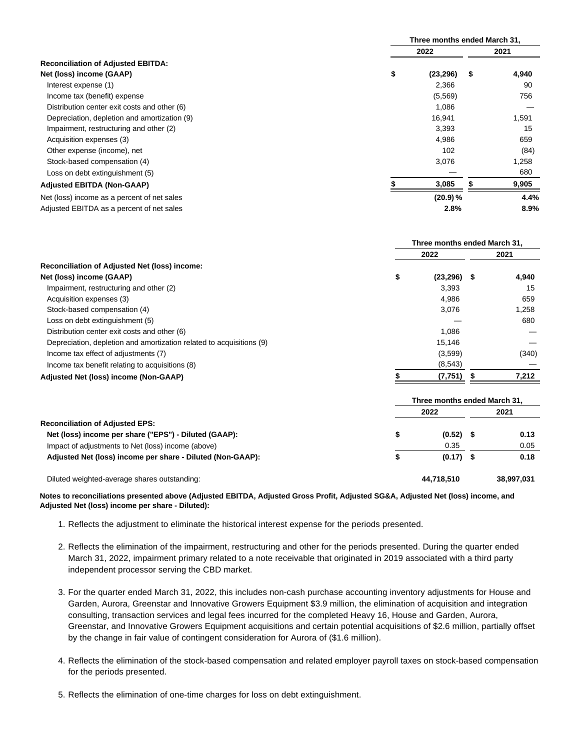| | Three months ended March 31, | |
|---|---|---|
| | 2022 | 2021 |
| **Reconciliation of Adjusted EBITDA:** | | |
| **Net (loss) income (GAAP)** | **$ (23,296)** | **$ 4,940** |
| Interest expense (1) | 2,366 | 90 |
| Income tax (benefit) expense | (5,569) | 756 |
| Distribution center exit costs and other (6) | 1,086 | — |
| Depreciation, depletion and amortization (9) | 16,941 | 1,591 |
| Impairment, restructuring and other (2) | 3,393 | 15 |
| Acquisition expenses (3) | 4,986 | 659 |
| Other expense (income), net | 102 | (84) |
| Stock-based compensation (4) | 3,076 | 1,258 |
| Loss on debt extinguishment (5) | — | 680 |
| **Adjusted EBITDA (Non-GAAP)** | **$ 3,085** | **$ 9,905** |
| Net (loss) income as a percent of net sales | **(20.9) %** | **4.4%** |
| Adjusted EBITDA as a percent of net sales | **2.8%** | **8.9%** |

| | Three months ended March 31, | |
|---|---|---|
| | 2022 | 2021 |
| **Reconciliation of Adjusted Net (loss) income:** | | |
| **Net (loss) income (GAAP)** | **$ (23,296)** | **$ 4,940** |
| Impairment, restructuring and other (2) | 3,393 | 15 |
| Acquisition expenses (3) | 4,986 | 659 |
| Stock-based compensation (4) | 3,076 | 1,258 |
| Loss on debt extinguishment (5) | — | 680 |
| Distribution center exit costs and other (6) | 1,086 | — |
| Depreciation, depletion and amortization related to acquisitions (9) | 15,146 | — |
| Income tax effect of adjustments (7) | (3,599) | (340) |
| Income tax benefit relating to acquisitions (8) | (8,543) | — |
| **Adjusted Net (loss) income (Non-GAAP)** | **$ (7,751)** | **$ 7,212** |

| | Three months ended March 31, | |
|---|---|---|
| | 2022 | 2021 |
| **Reconciliation of Adjusted EPS:** | | |
| **Net (loss) income per share ("EPS") - Diluted (GAAP):** | **$ (0.52)** | **$ 0.13** |
| Impact of adjustments to Net (loss) income (above) | 0.35 | 0.05 |
| **Adjusted Net (loss) income per share - Diluted (Non-GAAP):** | **$ (0.17)** | **$ 0.18** |
| Diluted weighted-average shares outstanding: | **44,718,510** | **38,997,031** |

**Notes to reconciliations presented above (Adjusted EBITDA, Adjusted Gross Profit, Adjusted SG&A, Adjusted Net (loss) income, and Adjusted Net (loss) income per share - Diluted):**

1. Reflects the adjustment to eliminate the historical interest expense for the periods presented.

2. Reflects the elimination of the impairment, restructuring and other for the periods presented. During the quarter ended March 31, 2022, impairment primary related to a note receivable that originated in 2019 associated with a third party independent processor serving the CBD market.

3. For the quarter ended March 31, 2022, this includes non-cash purchase accounting inventory adjustments for House and Garden, Aurora, Greenstar and Innovative Growers Equipment $3.9 million, the elimination of acquisition and integration consulting, transaction services and legal fees incurred for the completed Heavy 16, House and Garden, Aurora, Greenstar, and Innovative Growers Equipment acquisitions and certain potential acquisitions of $2.6 million, partially offset by the change in fair value of contingent consideration for Aurora of ($1.6 million).

4. Reflects the elimination of the stock-based compensation and related employer payroll taxes on stock-based compensation for the periods presented.

5. Reflects the elimination of one-time charges for loss on debt extinguishment.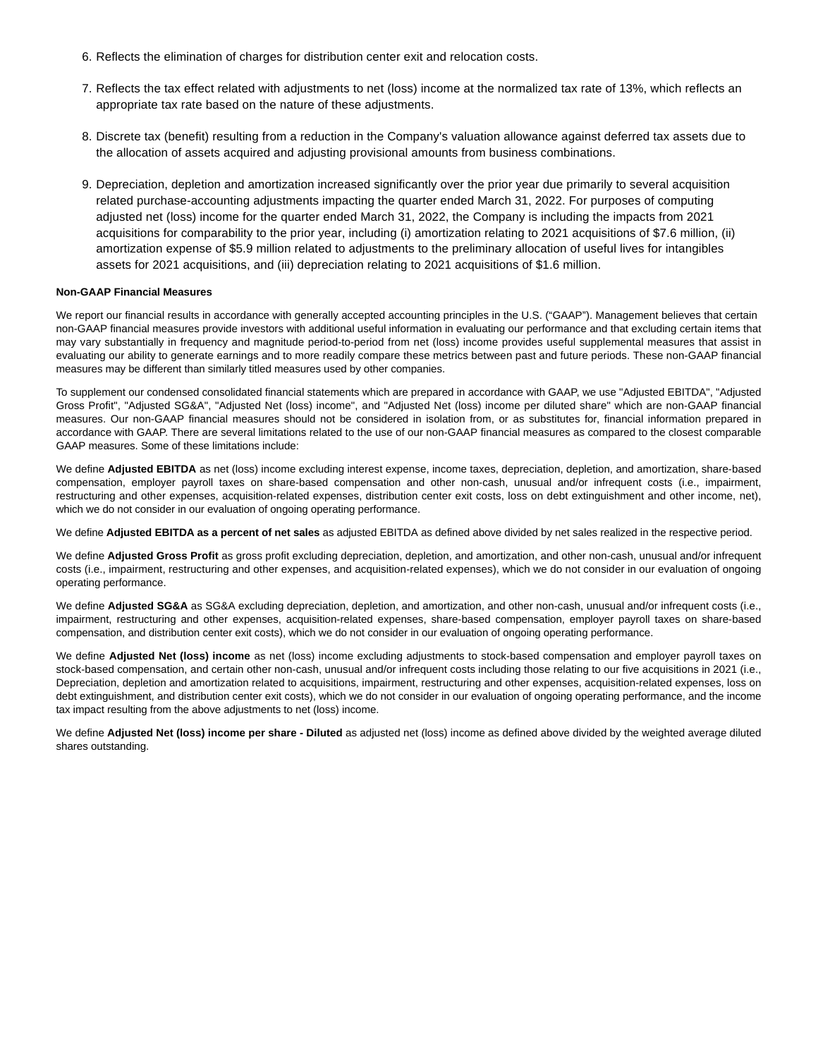6. Reflects the elimination of charges for distribution center exit and relocation costs.

7. Reflects the tax effect related with adjustments to net (loss) income at the normalized tax rate of 13%, which reflects an appropriate tax rate based on the nature of these adjustments.

8. Discrete tax (benefit) resulting from a reduction in the Company's valuation allowance against deferred tax assets due to the allocation of assets acquired and adjusting provisional amounts from business combinations.

9. Depreciation, depletion and amortization increased significantly over the prior year due primarily to several acquisition related purchase-accounting adjustments impacting the quarter ended March 31, 2022. For purposes of computing adjusted net (loss) income for the quarter ended March 31, 2022, the Company is including the impacts from 2021 acquisitions for comparability to the prior year, including (i) amortization relating to 2021 acquisitions of $7.6 million, (ii) amortization expense of $5.9 million related to adjustments to the preliminary allocation of useful lives for intangibles assets for 2021 acquisitions, and (iii) depreciation relating to 2021 acquisitions of $1.6 million.

**Non-GAAP Financial Measures**

We report our financial results in accordance with generally accepted accounting principles in the U.S. ("GAAP"). Management believes that certain non-GAAP financial measures provide investors with additional useful information in evaluating our performance and that excluding certain items that may vary substantially in frequency and magnitude period-to-period from net (loss) income provides useful supplemental measures that assist in evaluating our ability to generate earnings and to more readily compare these metrics between past and future periods. These non-GAAP financial measures may be different than similarly titled measures used by other companies.

To supplement our condensed consolidated financial statements which are prepared in accordance with GAAP, we use "Adjusted EBITDA", "Adjusted Gross Profit", "Adjusted SG&A", "Adjusted Net (loss) income", and "Adjusted Net (loss) income per diluted share" which are non-GAAP financial measures. Our non-GAAP financial measures should not be considered in isolation from, or as substitutes for, financial information prepared in accordance with GAAP. There are several limitations related to the use of our non-GAAP financial measures as compared to the closest comparable GAAP measures. Some of these limitations include:

We define **Adjusted EBITDA** as net (loss) income excluding interest expense, income taxes, depreciation, depletion, and amortization, share-based compensation, employer payroll taxes on share-based compensation and other non-cash, unusual and/or infrequent costs (i.e., impairment, restructuring and other expenses, acquisition-related expenses, distribution center exit costs, loss on debt extinguishment and other income, net), which we do not consider in our evaluation of ongoing operating performance.

We define **Adjusted EBITDA as a percent of net sales** as adjusted EBITDA as defined above divided by net sales realized in the respective period.

We define **Adjusted Gross Profit** as gross profit excluding depreciation, depletion, and amortization, and other non-cash, unusual and/or infrequent costs (i.e., impairment, restructuring and other expenses, and acquisition-related expenses), which we do not consider in our evaluation of ongoing operating performance.

We define **Adjusted SG&A** as SG&A excluding depreciation, depletion, and amortization, and other non-cash, unusual and/or infrequent costs (i.e., impairment, restructuring and other expenses, acquisition-related expenses, share-based compensation, employer payroll taxes on share-based compensation, and distribution center exit costs), which we do not consider in our evaluation of ongoing operating performance.

We define **Adjusted Net (loss) income** as net (loss) income excluding adjustments to stock-based compensation and employer payroll taxes on stock-based compensation, and certain other non-cash, unusual and/or infrequent costs including those relating to our five acquisitions in 2021 (i.e., Depreciation, depletion and amortization related to acquisitions, impairment, restructuring and other expenses, acquisition-related expenses, loss on debt extinguishment, and distribution center exit costs), which we do not consider in our evaluation of ongoing operating performance, and the income tax impact resulting from the above adjustments to net (loss) income.

We define **Adjusted Net (loss) income per share - Diluted** as adjusted net (loss) income as defined above divided by the weighted average diluted shares outstanding.